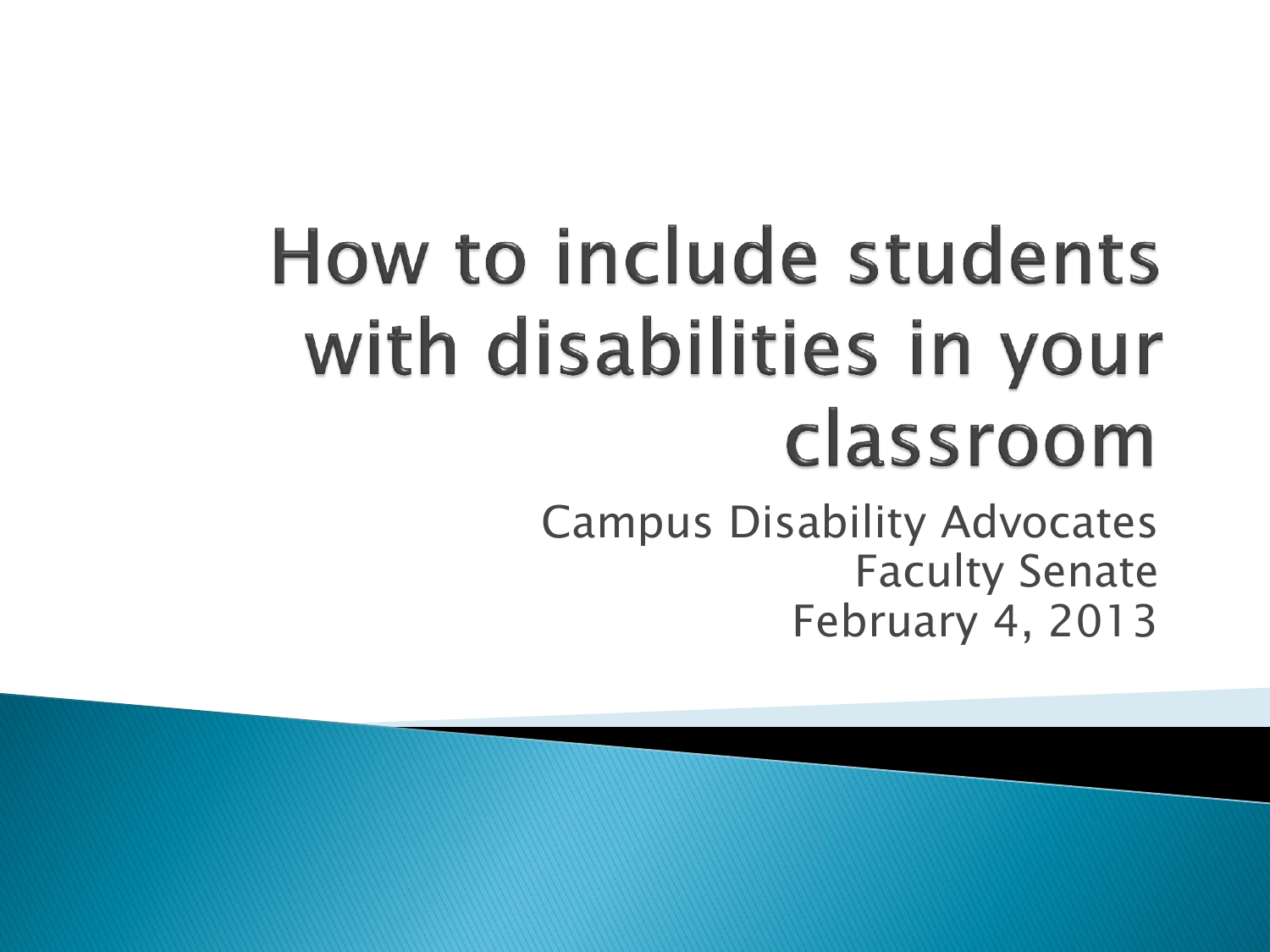# How to include students with disabilities in your classroom

Campus Disability Advocates
Faculty Senate
February 4, 2013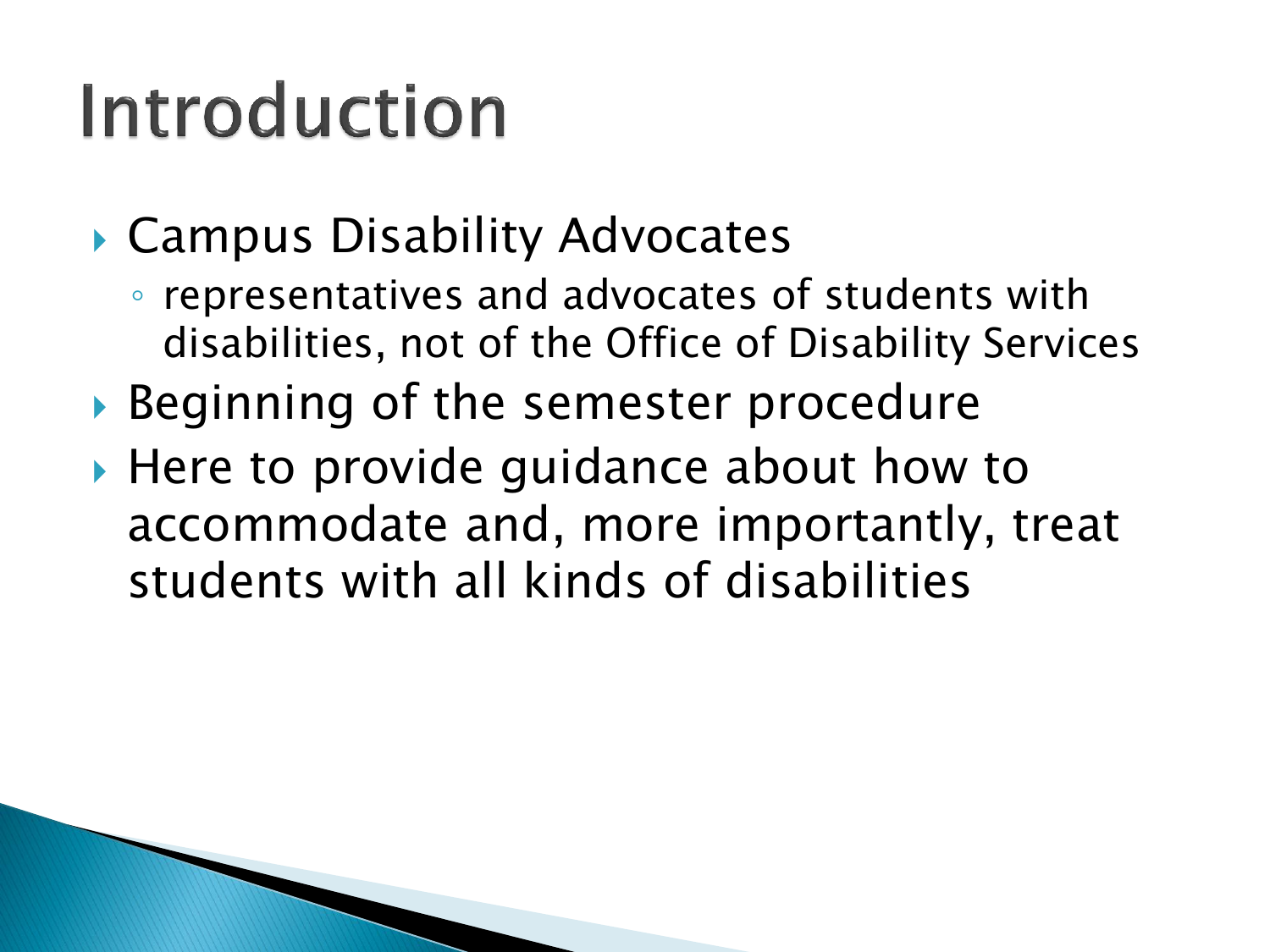# Introduction

- Campus Disability Advocates
  - representatives and advocates of students with disabilities, not of the Office of Disability Services
- Beginning of the semester procedure
- Here to provide guidance about how to accommodate and, more importantly, treat students with all kinds of disabilities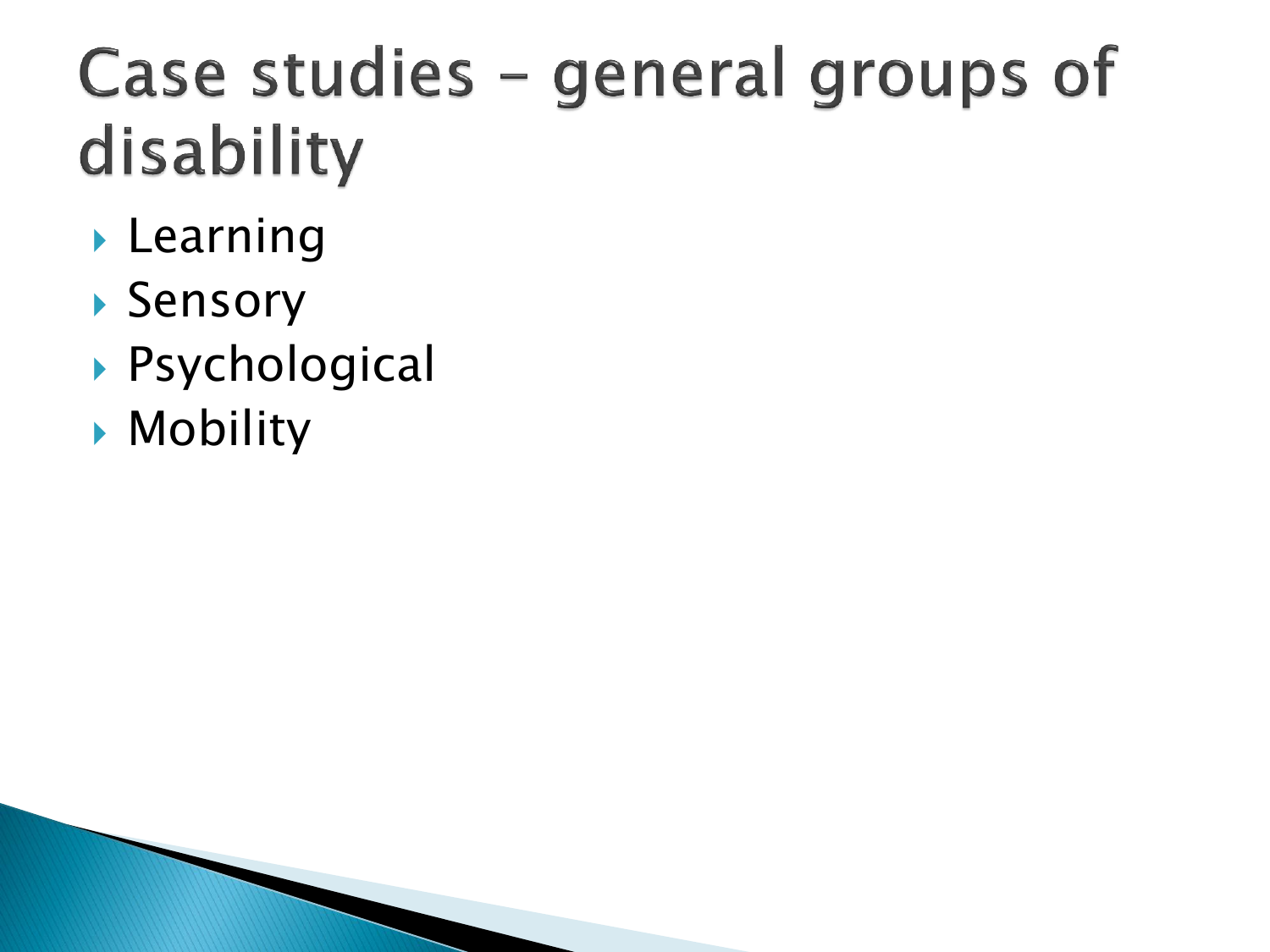# Case studies – general groups of disability

- Learning
- Sensory
- Psychological
- Mobility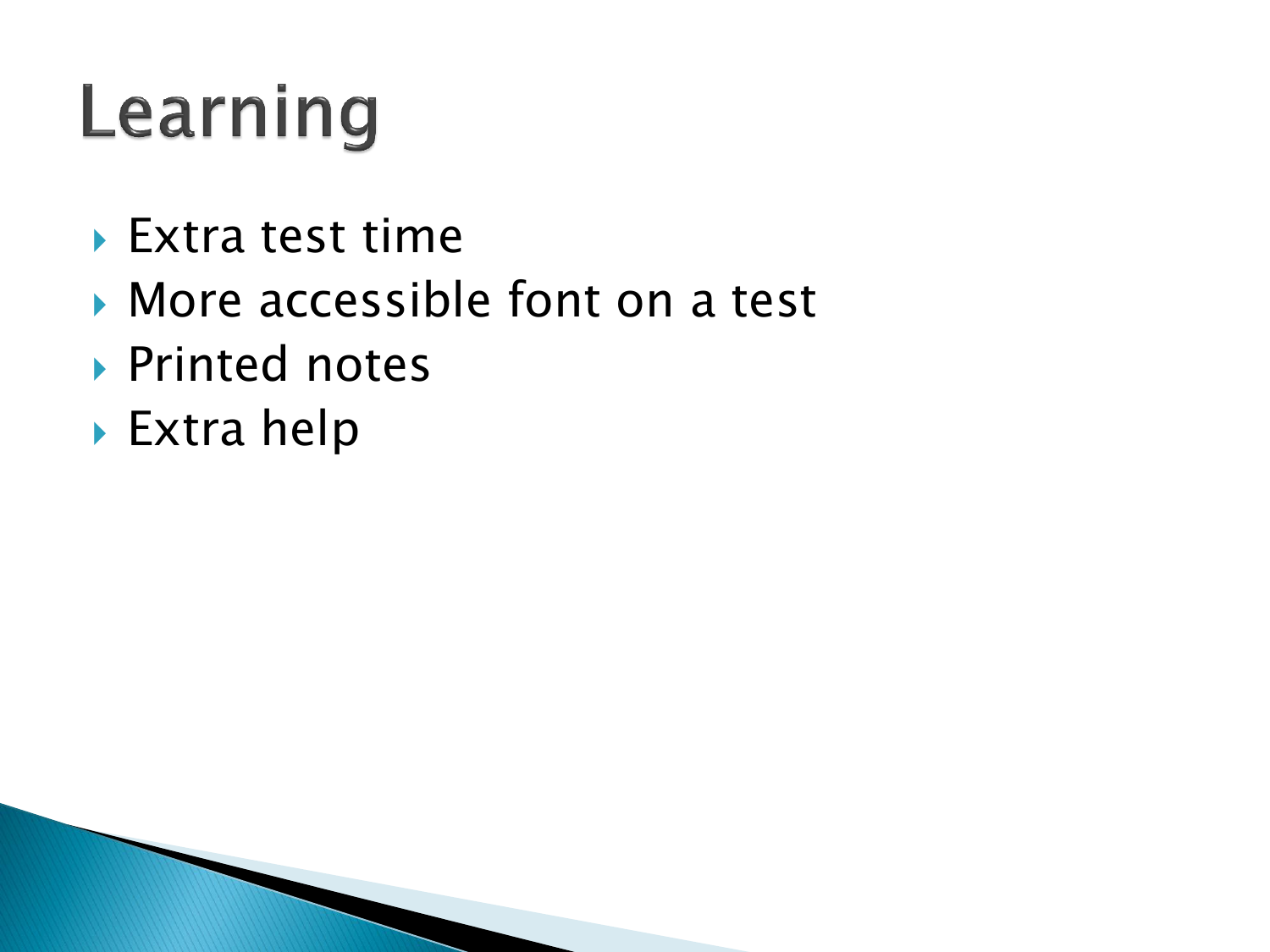# Learning

- Extra test time
- More accessible font on a test
- Printed notes
- Extra help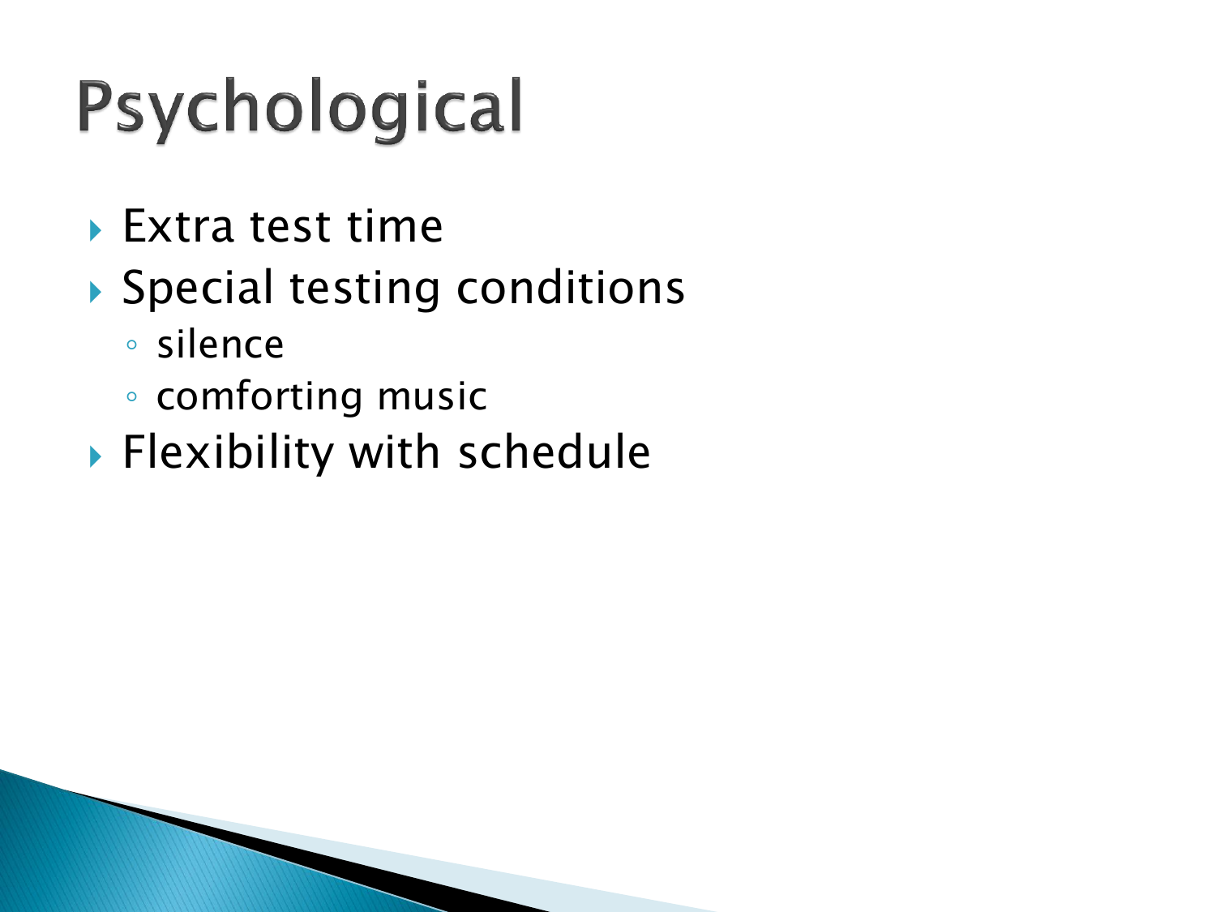# Psychological

- Extra test time
- Special testing conditions
  - silence
  - comforting music
- Flexibility with schedule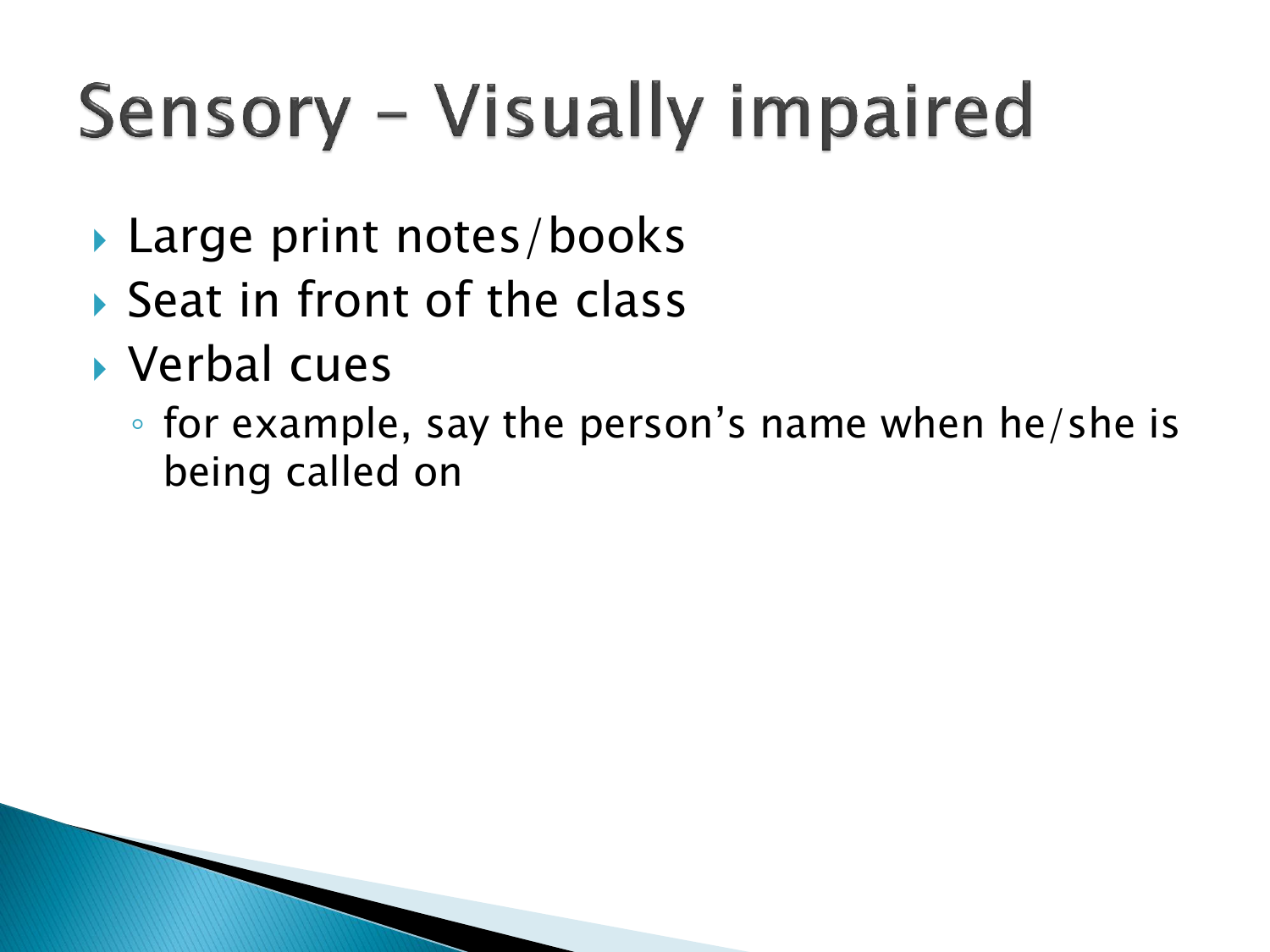# Sensory – Visually impaired

- Large print notes/books
- Seat in front of the class
- Verbal cues
  - for example, say the person's name when he/she is being called on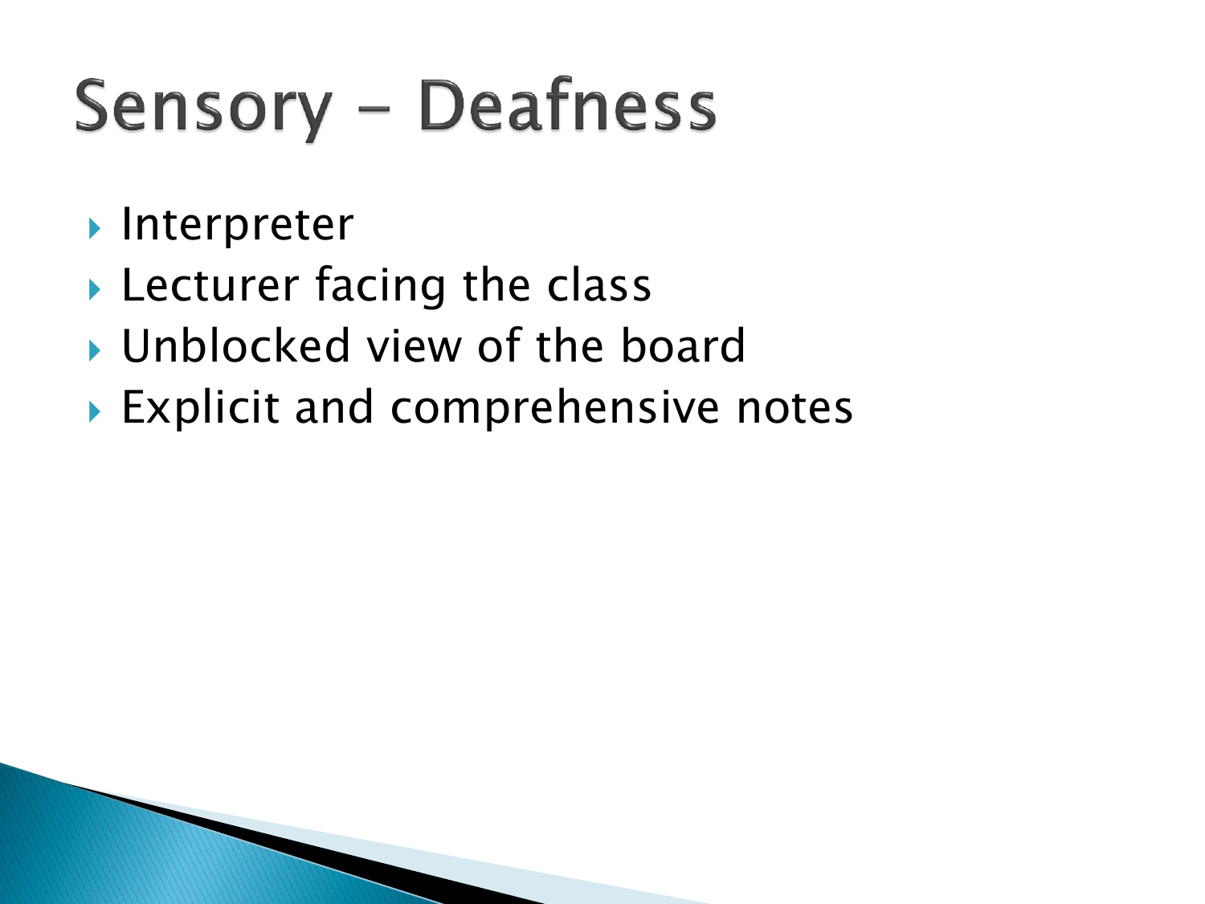# Sensory – Deafness

- Interpreter
- Lecturer facing the class
- Unblocked view of the board
- Explicit and comprehensive notes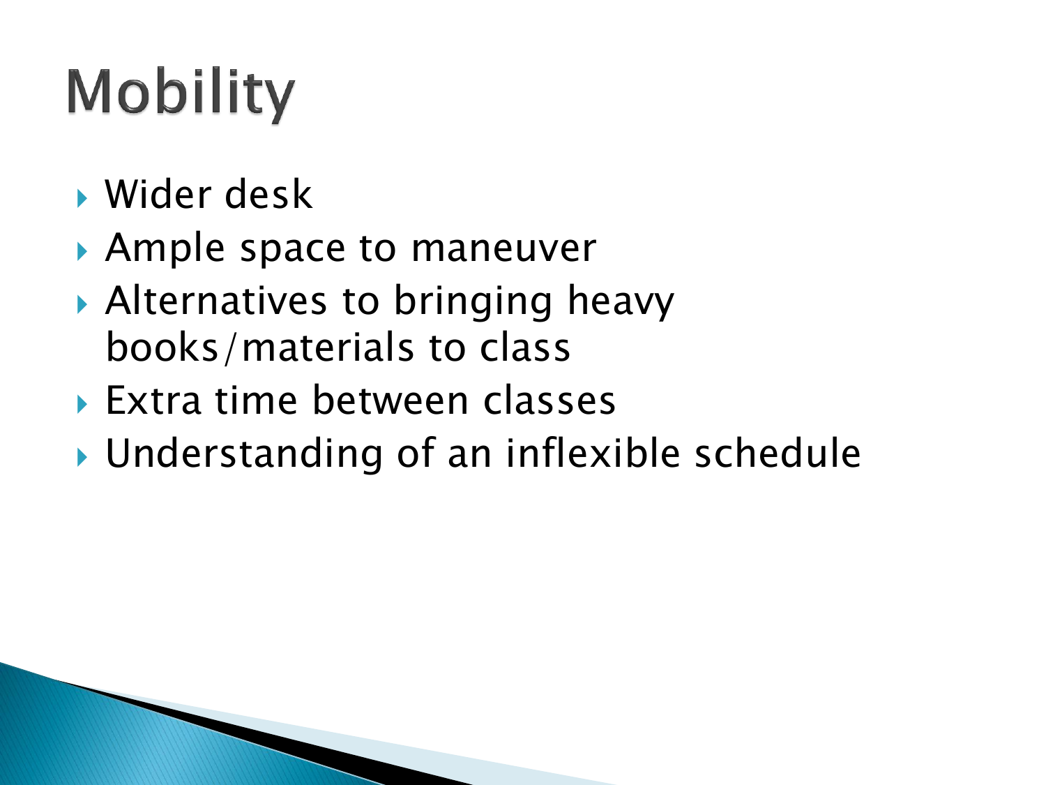# Mobility

- Wider desk
- Ample space to maneuver
- Alternatives to bringing heavy books/materials to class
- Extra time between classes
- Understanding of an inflexible schedule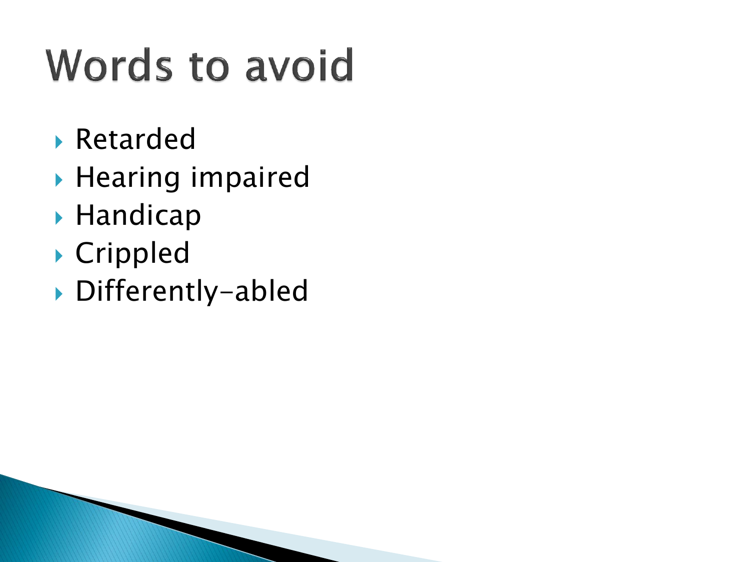# Words to avoid

- Retarded
- Hearing impaired
- Handicap
- Crippled
- Differently-abled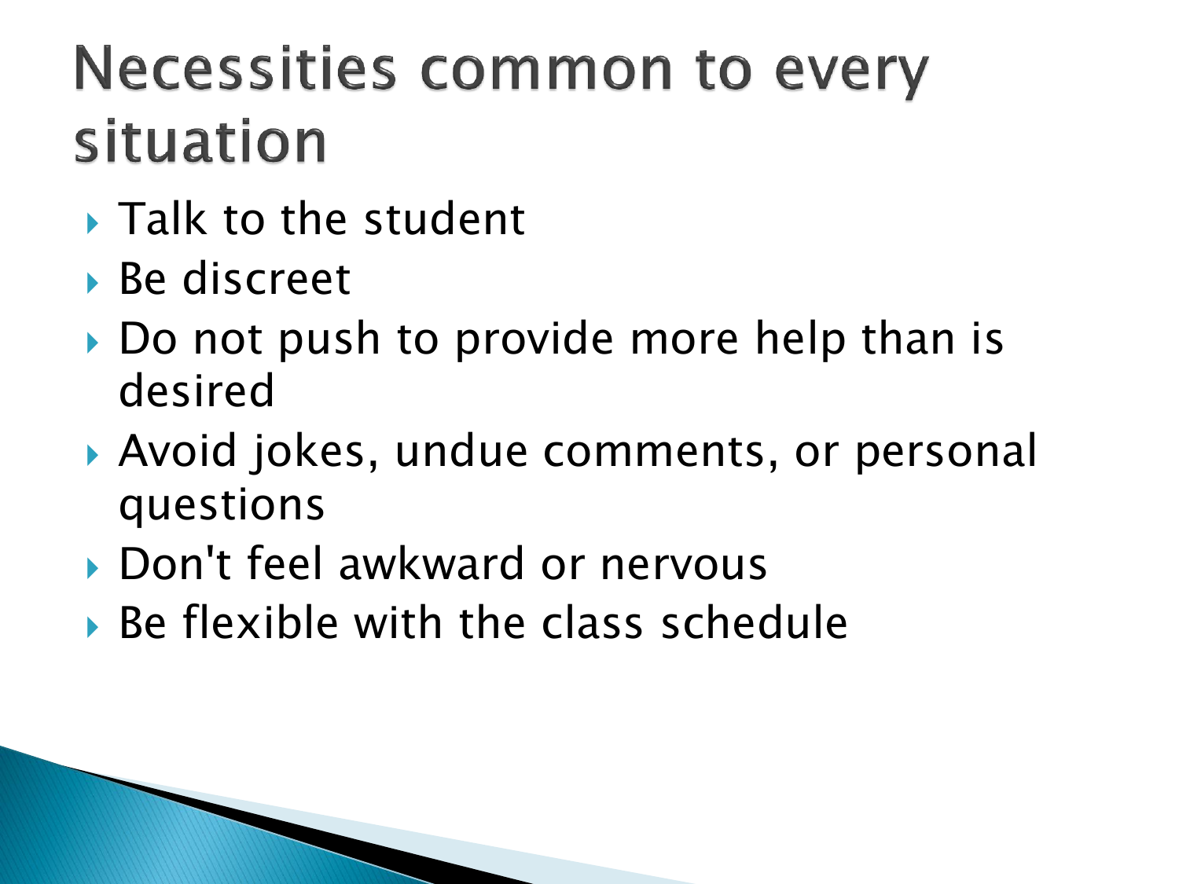# Necessities common to every situation

- Talk to the student
- Be discreet
- Do not push to provide more help than is desired
- Avoid jokes, undue comments, or personal questions
- Don't feel awkward or nervous
- Be flexible with the class schedule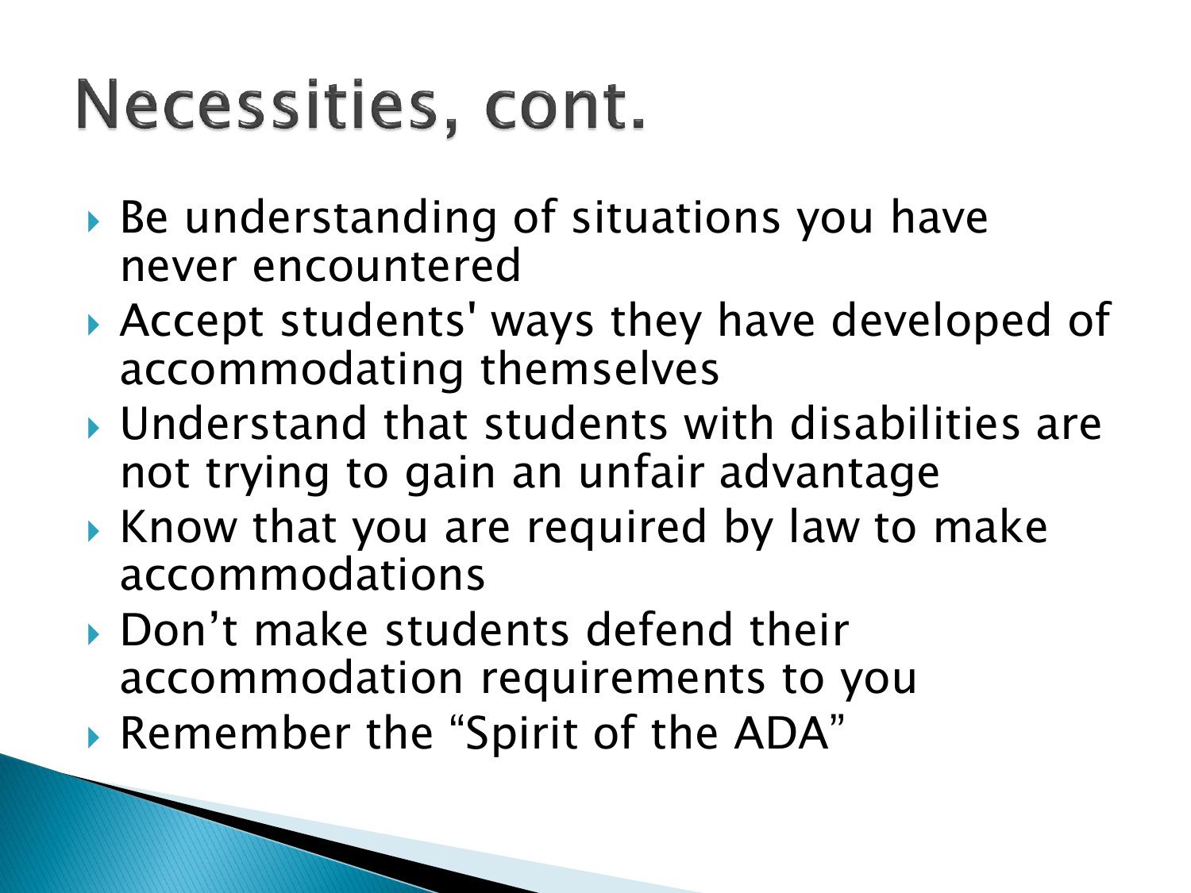# Necessities, cont.

- Be understanding of situations you have never encountered
- Accept students' ways they have developed of accommodating themselves
- Understand that students with disabilities are not trying to gain an unfair advantage
- Know that you are required by law to make accommodations
- Don't make students defend their accommodation requirements to you
- Remember the "Spirit of the ADA"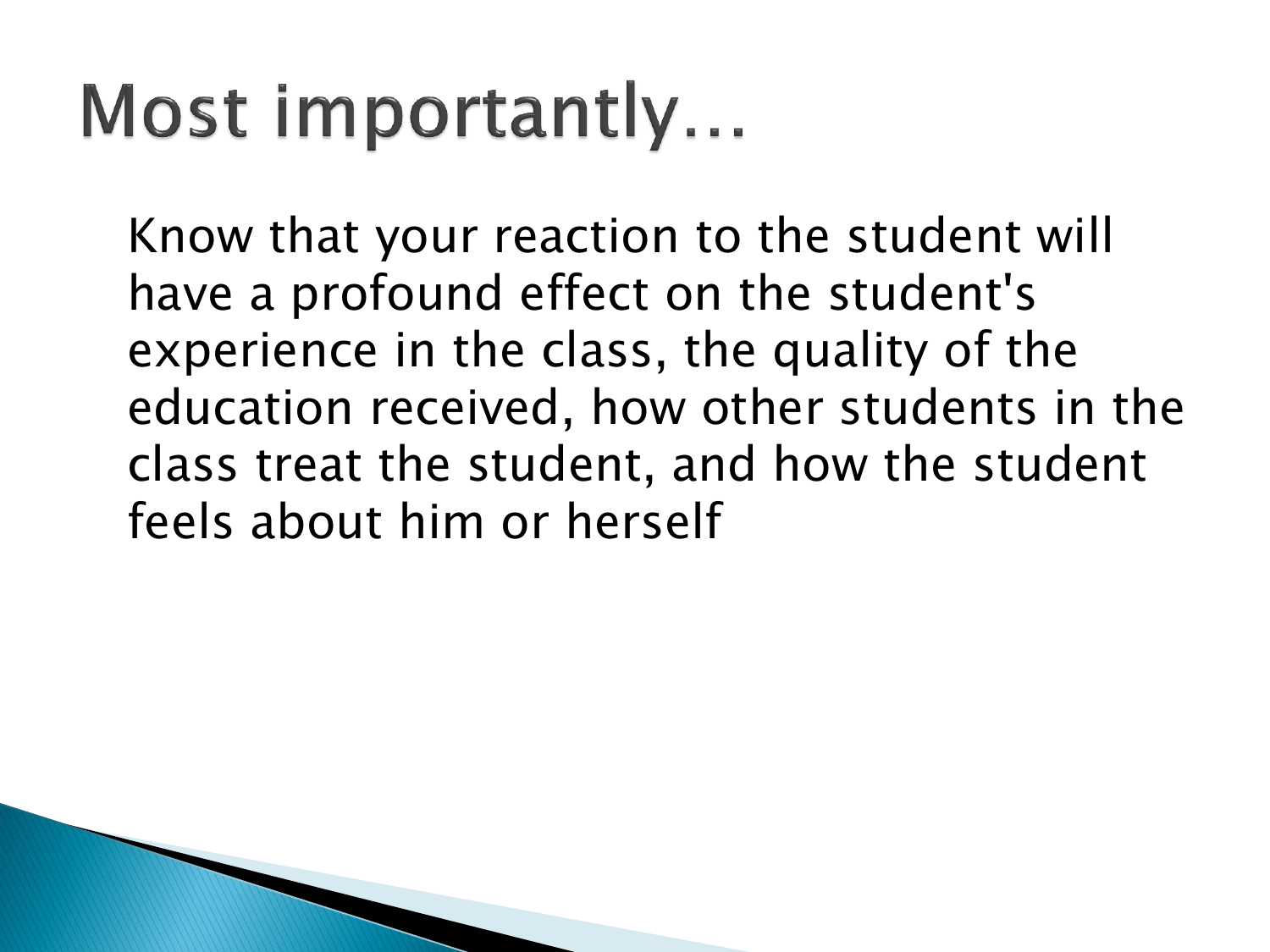# Most importantly…

Know that your reaction to the student will have a profound effect on the student's experience in the class, the quality of the education received, how other students in the class treat the student, and how the student feels about him or herself